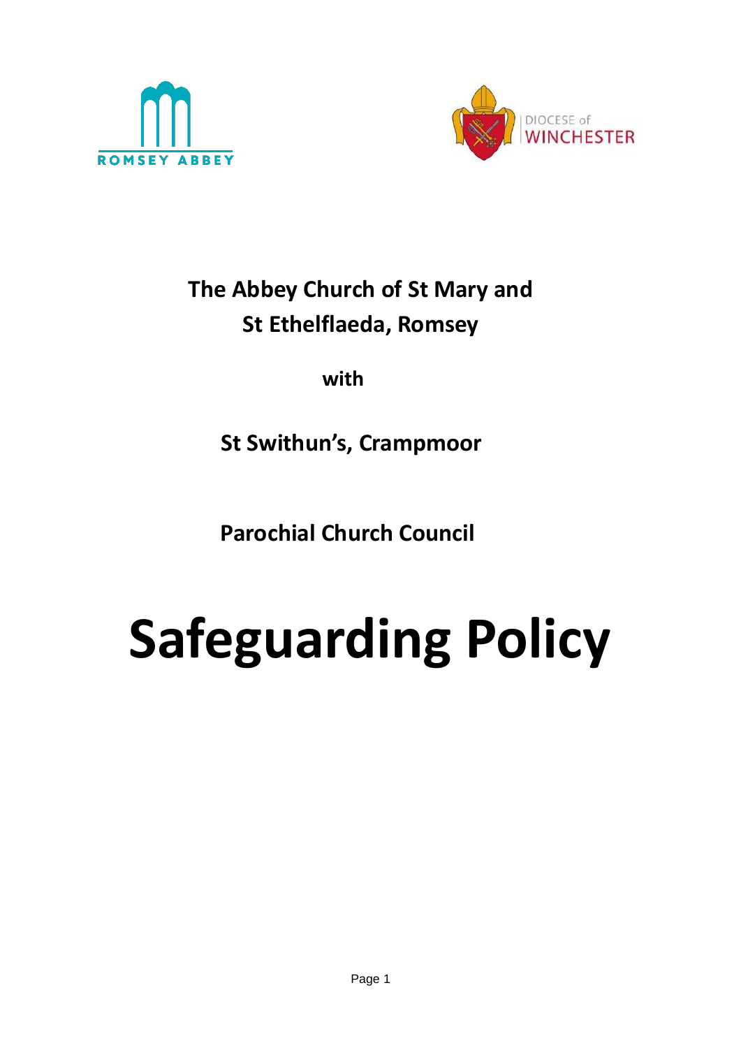**The Abbey Church of St Mary and St Ethelflaeda, Romsey**

**with**

**St Swithun's, Crampmoor**

**Parochial Church Council**

# Safeguarding Policy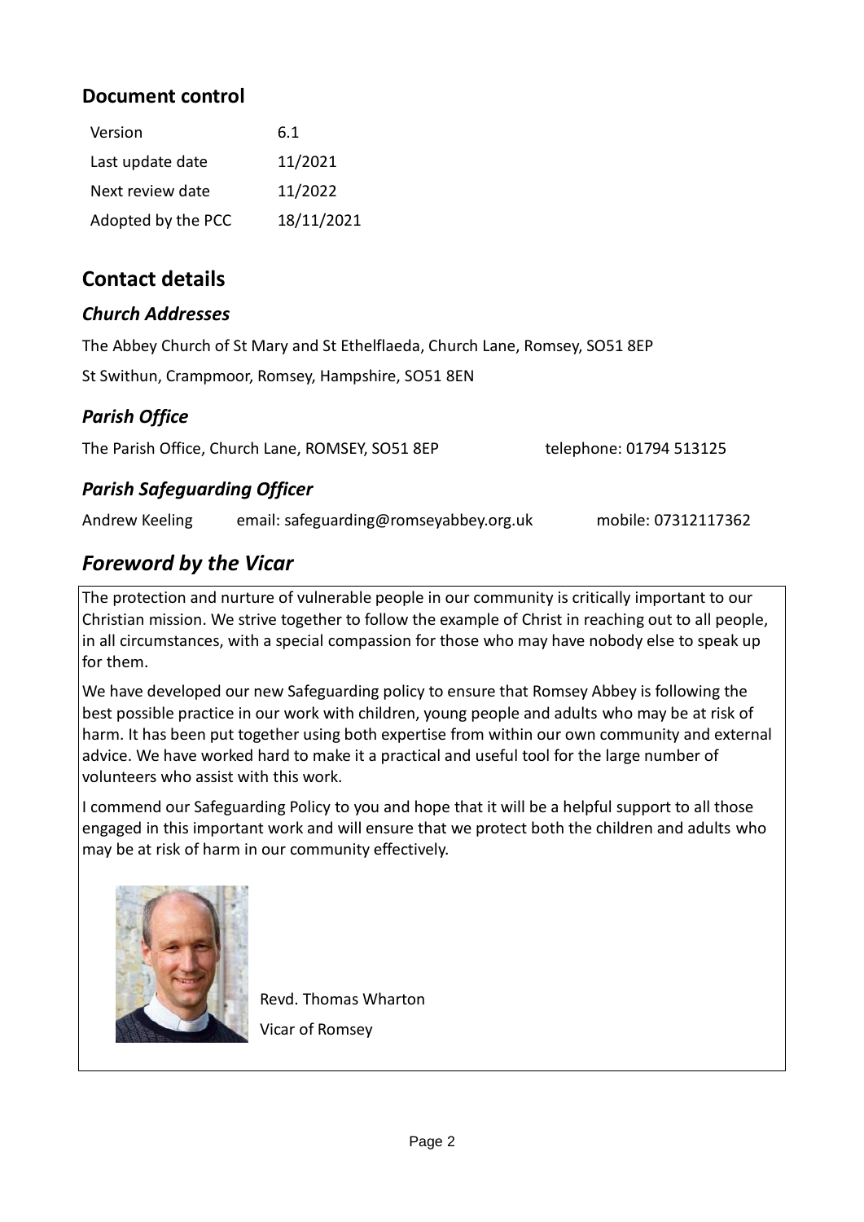## Document control

| Version | 6.1 |
|---|---|
| Last update date | 11/2021 |
| Next review date | 11/2022 |
| Adopted by the PCC | 18/11/2021 |

## Contact details

### *Church Addresses*

The Abbey Church of St Mary and St Ethelflaeda, Church Lane, Romsey, SO51 8EP

St Swithun, Crampmoor, Romsey, Hampshire, SO51 8EN

### *Parish Office*

The Parish Office, Church Lane, ROMSEY, SO51 8EP telephone: 01794 513125

### *Parish Safeguarding Officer*

Andrew Keeling email: safeguarding@romseyabbey.org.uk mobile: 07312117362

## *Foreword by the Vicar*

The protection and nurture of vulnerable people in our community is critically important to our Christian mission. We strive together to follow the example of Christ in reaching out to all people, in all circumstances, with a special compassion for those who may have nobody else to speak up for them.

We have developed our new Safeguarding policy to ensure that Romsey Abbey is following the best possible practice in our work with children, young people and adults who may be at risk of harm. It has been put together using both expertise from within our own community and external advice. We have worked hard to make it a practical and useful tool for the large number of volunteers who assist with this work.

I commend our Safeguarding Policy to you and hope that it will be a helpful support to all those engaged in this important work and will ensure that we protect both the children and adults who may be at risk of harm in our community effectively.

Revd. Thomas Wharton

Vicar of Romsey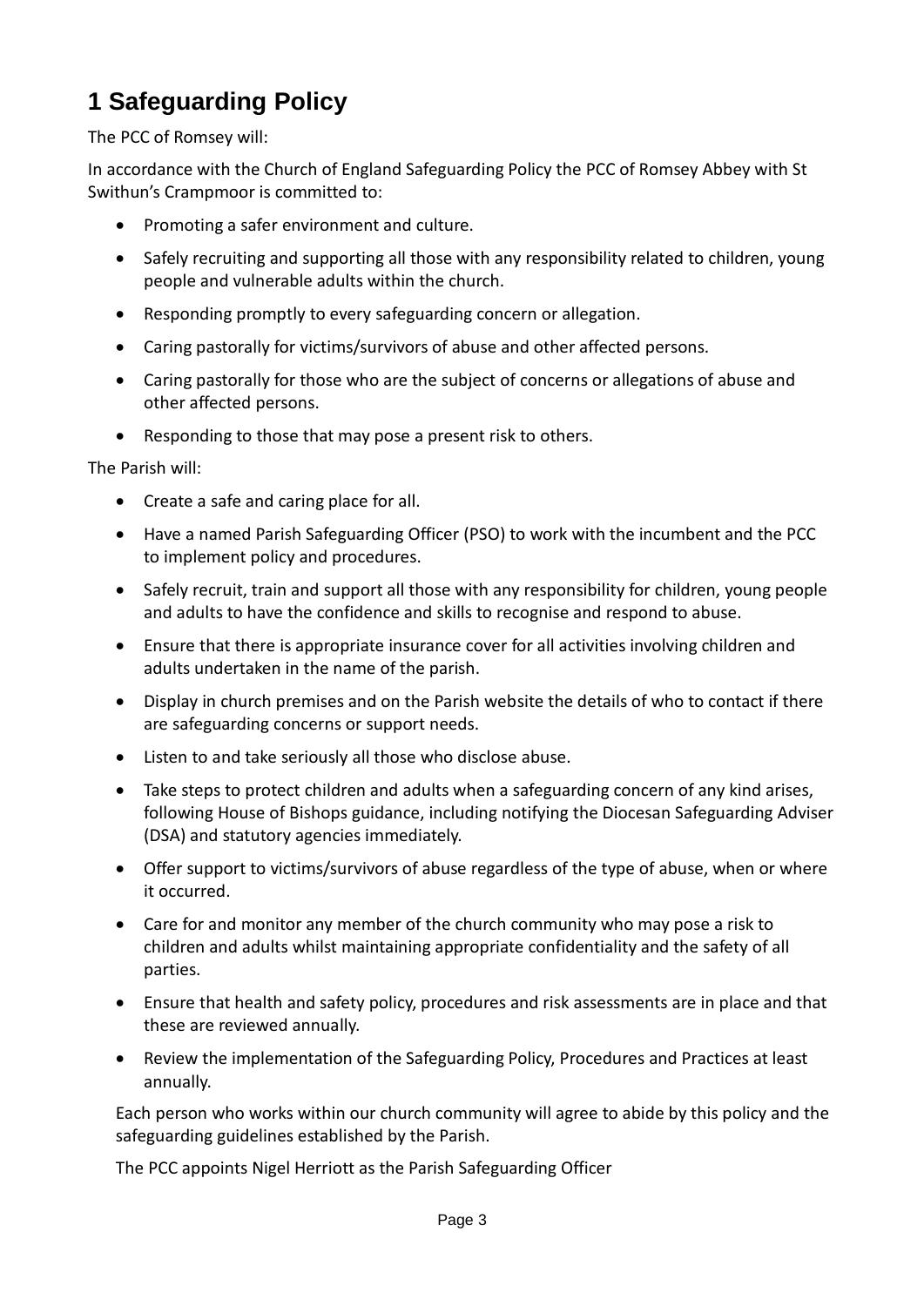# 1 Safeguarding Policy

The PCC of Romsey will:

In accordance with the Church of England Safeguarding Policy the PCC of Romsey Abbey with St Swithun's Crampmoor is committed to:

- Promoting a safer environment and culture.
- Safely recruiting and supporting all those with any responsibility related to children, young people and vulnerable adults within the church.
- Responding promptly to every safeguarding concern or allegation.
- Caring pastorally for victims/survivors of abuse and other affected persons.
- Caring pastorally for those who are the subject of concerns or allegations of abuse and other affected persons.
- Responding to those that may pose a present risk to others.

The Parish will:

- Create a safe and caring place for all.
- Have a named Parish Safeguarding Officer (PSO) to work with the incumbent and the PCC to implement policy and procedures.
- Safely recruit, train and support all those with any responsibility for children, young people and adults to have the confidence and skills to recognise and respond to abuse.
- Ensure that there is appropriate insurance cover for all activities involving children and adults undertaken in the name of the parish.
- Display in church premises and on the Parish website the details of who to contact if there are safeguarding concerns or support needs.
- Listen to and take seriously all those who disclose abuse.
- Take steps to protect children and adults when a safeguarding concern of any kind arises, following House of Bishops guidance, including notifying the Diocesan Safeguarding Adviser (DSA) and statutory agencies immediately.
- Offer support to victims/survivors of abuse regardless of the type of abuse, when or where it occurred.
- Care for and monitor any member of the church community who may pose a risk to children and adults whilst maintaining appropriate confidentiality and the safety of all parties.
- Ensure that health and safety policy, procedures and risk assessments are in place and that these are reviewed annually.
- Review the implementation of the Safeguarding Policy, Procedures and Practices at least annually.

Each person who works within our church community will agree to abide by this policy and the safeguarding guidelines established by the Parish.

The PCC appoints Nigel Herriott as the Parish Safeguarding Officer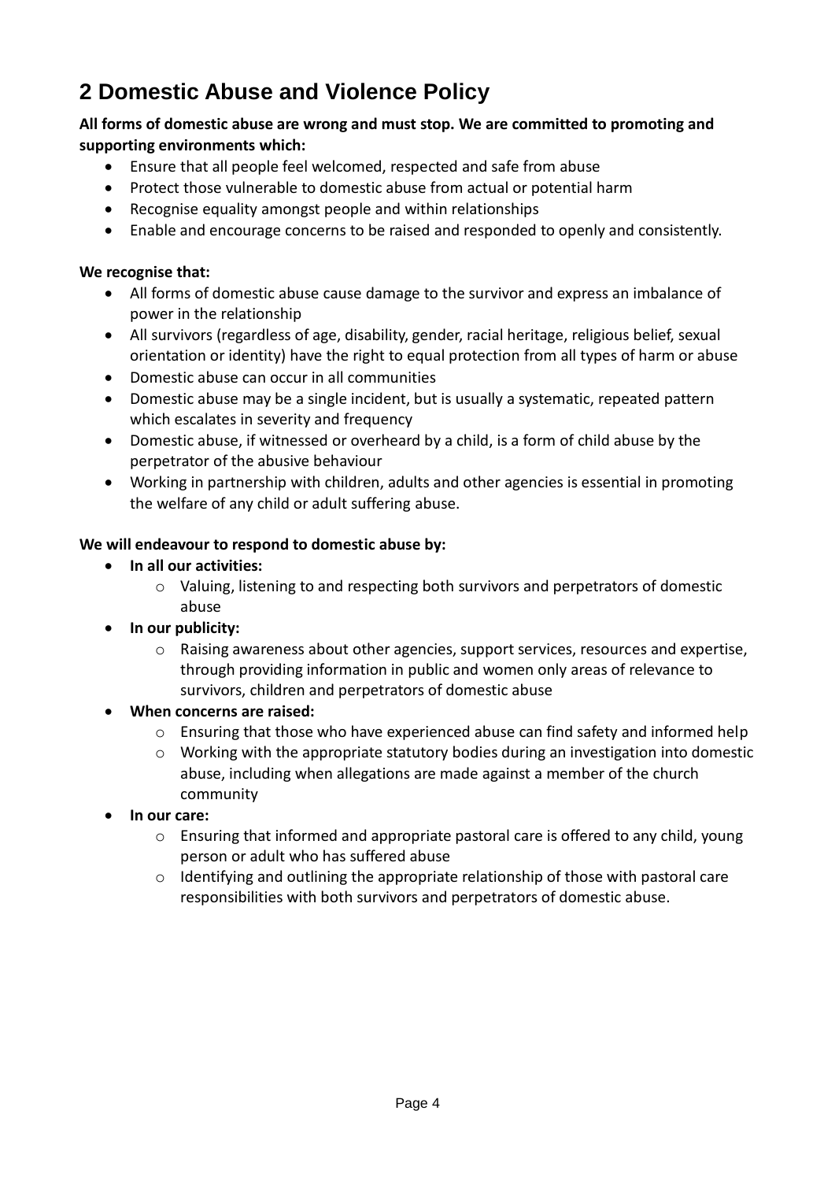# 2 Domestic Abuse and Violence Policy

**All forms of domestic abuse are wrong and must stop. We are committed to promoting and supporting environments which:**

- Ensure that all people feel welcomed, respected and safe from abuse
- Protect those vulnerable to domestic abuse from actual or potential harm
- Recognise equality amongst people and within relationships
- Enable and encourage concerns to be raised and responded to openly and consistently.

**We recognise that:**

- All forms of domestic abuse cause damage to the survivor and express an imbalance of power in the relationship
- All survivors (regardless of age, disability, gender, racial heritage, religious belief, sexual orientation or identity) have the right to equal protection from all types of harm or abuse
- Domestic abuse can occur in all communities
- Domestic abuse may be a single incident, but is usually a systematic, repeated pattern which escalates in severity and frequency
- Domestic abuse, if witnessed or overheard by a child, is a form of child abuse by the perpetrator of the abusive behaviour
- Working in partnership with children, adults and other agencies is essential in promoting the welfare of any child or adult suffering abuse.

**We will endeavour to respond to domestic abuse by:**

- **In all our activities:**
  - Valuing, listening to and respecting both survivors and perpetrators of domestic abuse
- **In our publicity:**
  - Raising awareness about other agencies, support services, resources and expertise, through providing information in public and women only areas of relevance to survivors, children and perpetrators of domestic abuse
- **When concerns are raised:**
  - Ensuring that those who have experienced abuse can find safety and informed help
  - Working with the appropriate statutory bodies during an investigation into domestic abuse, including when allegations are made against a member of the church community
- **In our care:**
  - Ensuring that informed and appropriate pastoral care is offered to any child, young person or adult who has suffered abuse
  - Identifying and outlining the appropriate relationship of those with pastoral care responsibilities with both survivors and perpetrators of domestic abuse.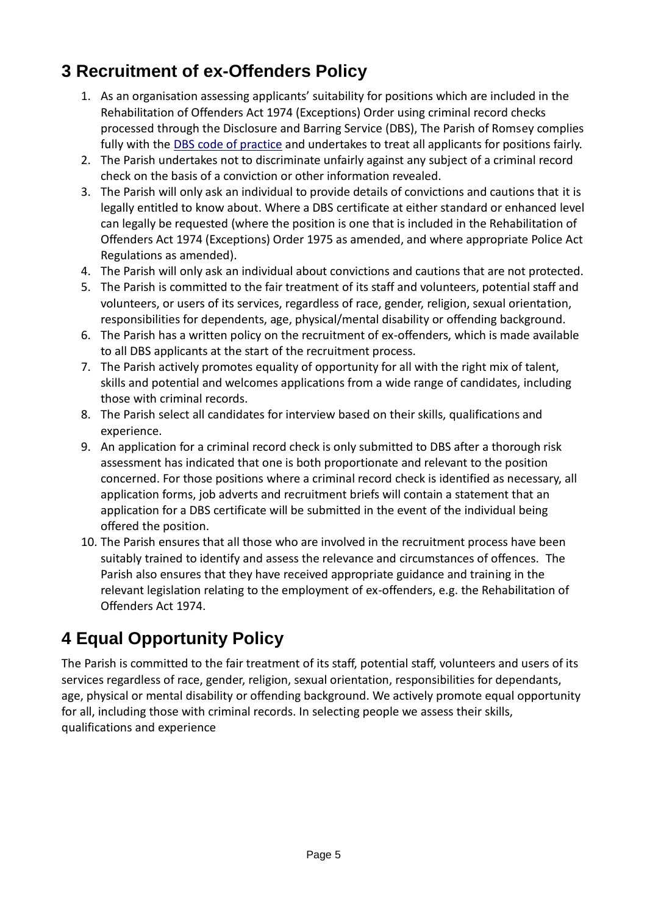## 3 Recruitment of ex-Offenders Policy

1. As an organisation assessing applicants' suitability for positions which are included in the Rehabilitation of Offenders Act 1974 (Exceptions) Order using criminal record checks processed through the Disclosure and Barring Service (DBS), The Parish of Romsey complies fully with the DBS code of practice and undertakes to treat all applicants for positions fairly.
2. The Parish undertakes not to discriminate unfairly against any subject of a criminal record check on the basis of a conviction or other information revealed.
3. The Parish will only ask an individual to provide details of convictions and cautions that it is legally entitled to know about. Where a DBS certificate at either standard or enhanced level can legally be requested (where the position is one that is included in the Rehabilitation of Offenders Act 1974 (Exceptions) Order 1975 as amended, and where appropriate Police Act Regulations as amended).
4. The Parish will only ask an individual about convictions and cautions that are not protected.
5. The Parish is committed to the fair treatment of its staff and volunteers, potential staff and volunteers, or users of its services, regardless of race, gender, religion, sexual orientation, responsibilities for dependents, age, physical/mental disability or offending background.
6. The Parish has a written policy on the recruitment of ex-offenders, which is made available to all DBS applicants at the start of the recruitment process.
7. The Parish actively promotes equality of opportunity for all with the right mix of talent, skills and potential and welcomes applications from a wide range of candidates, including those with criminal records.
8. The Parish select all candidates for interview based on their skills, qualifications and experience.
9. An application for a criminal record check is only submitted to DBS after a thorough risk assessment has indicated that one is both proportionate and relevant to the position concerned. For those positions where a criminal record check is identified as necessary, all application forms, job adverts and recruitment briefs will contain a statement that an application for a DBS certificate will be submitted in the event of the individual being offered the position.
10. The Parish ensures that all those who are involved in the recruitment process have been suitably trained to identify and assess the relevance and circumstances of offences. The Parish also ensures that they have received appropriate guidance and training in the relevant legislation relating to the employment of ex-offenders, e.g. the Rehabilitation of Offenders Act 1974.

## 4 Equal Opportunity Policy

The Parish is committed to the fair treatment of its staff, potential staff, volunteers and users of its services regardless of race, gender, religion, sexual orientation, responsibilities for dependants, age, physical or mental disability or offending background. We actively promote equal opportunity for all, including those with criminal records. In selecting people we assess their skills, qualifications and experience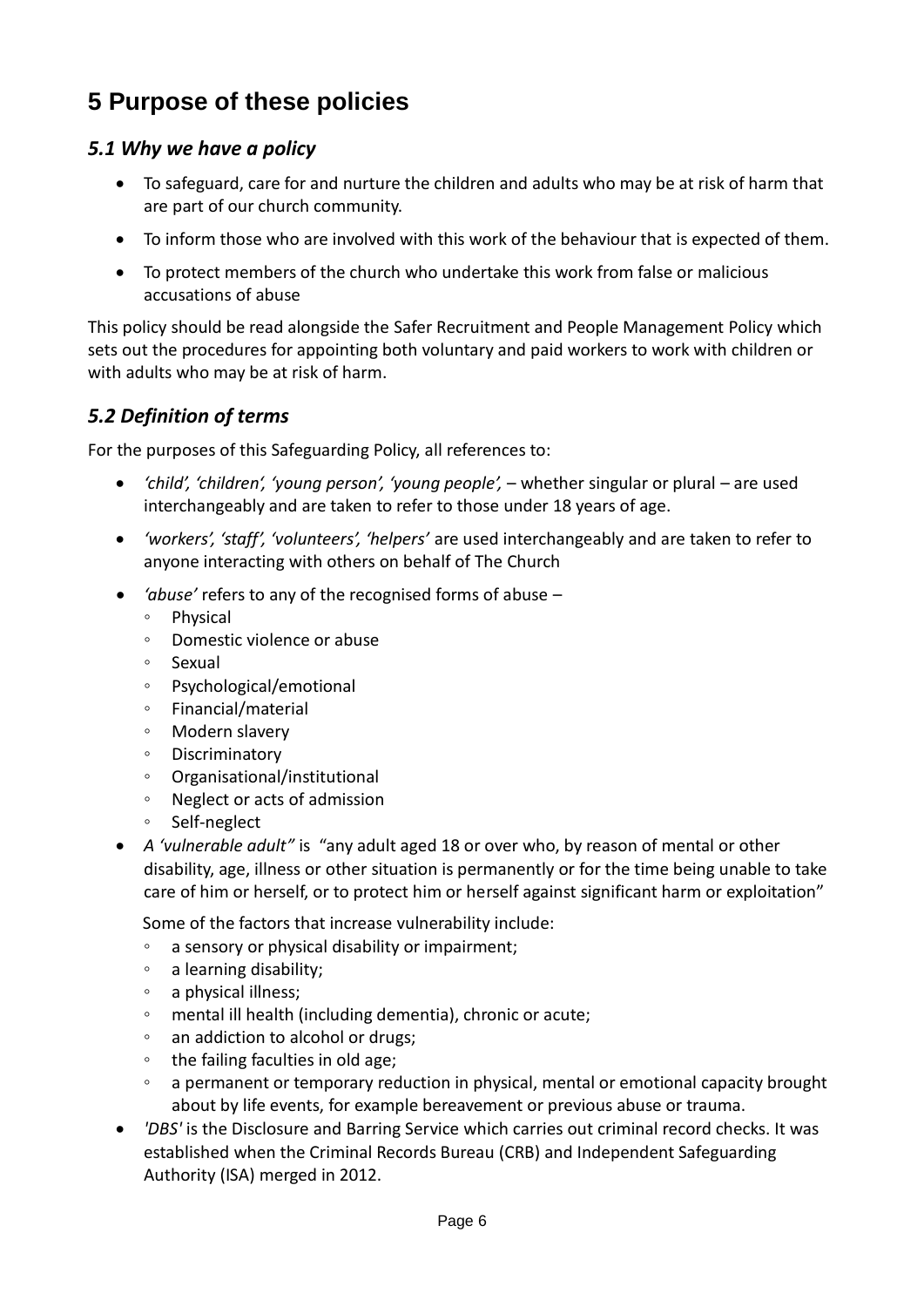# 5 Purpose of these policies

## *5.1 Why we have a policy*

- To safeguard, care for and nurture the children and adults who may be at risk of harm that are part of our church community.
- To inform those who are involved with this work of the behaviour that is expected of them.
- To protect members of the church who undertake this work from false or malicious accusations of abuse

This policy should be read alongside the Safer Recruitment and People Management Policy which sets out the procedures for appointing both voluntary and paid workers to work with children or with adults who may be at risk of harm.

## *5.2 Definition of terms*

For the purposes of this Safeguarding Policy, all references to:

- *'child', 'children', 'young person', 'young people',* – whether singular or plural – are used interchangeably and are taken to refer to those under 18 years of age.
- *'workers', 'staff', 'volunteers', 'helpers'* are used interchangeably and are taken to refer to anyone interacting with others on behalf of The Church
- *'abuse'* refers to any of the recognised forms of abuse –
  - Physical
  - Domestic violence or abuse
  - Sexual
  - Psychological/emotional
  - Financial/material
  - Modern slavery
  - Discriminatory
  - Organisational/institutional
  - Neglect or acts of admission
  - Self-neglect
- *A 'vulnerable adult"* is "any adult aged 18 or over who, by reason of mental or other disability, age, illness or other situation is permanently or for the time being unable to take care of him or herself, or to protect him or herself against significant harm or exploitation"

  Some of the factors that increase vulnerability include:
  - a sensory or physical disability or impairment;
  - a learning disability;
  - a physical illness;
  - mental ill health (including dementia), chronic or acute;
  - an addiction to alcohol or drugs;
  - the failing faculties in old age;
  - a permanent or temporary reduction in physical, mental or emotional capacity brought about by life events, for example bereavement or previous abuse or trauma.
- *'DBS'* is the Disclosure and Barring Service which carries out criminal record checks. It was established when the Criminal Records Bureau (CRB) and Independent Safeguarding Authority (ISA) merged in 2012.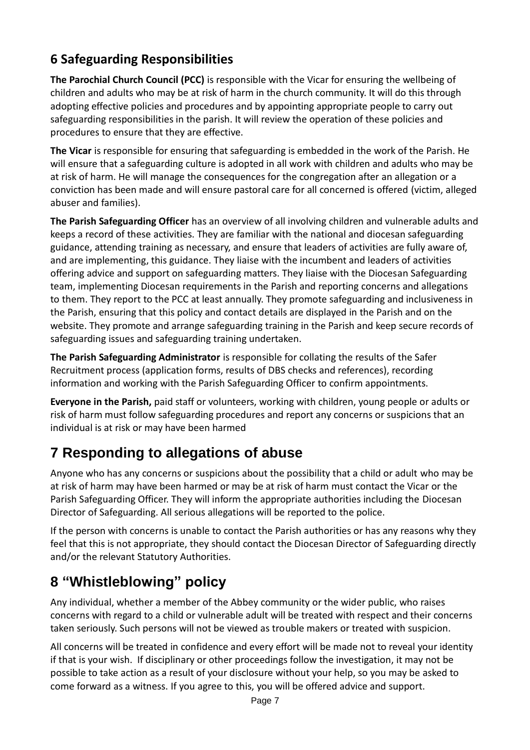## 6 Safeguarding Responsibilities

**The Parochial Church Council (PCC)** is responsible with the Vicar for ensuring the wellbeing of children and adults who may be at risk of harm in the church community. It will do this through adopting effective policies and procedures and by appointing appropriate people to carry out safeguarding responsibilities in the parish. It will review the operation of these policies and procedures to ensure that they are effective.

**The Vicar** is responsible for ensuring that safeguarding is embedded in the work of the Parish. He will ensure that a safeguarding culture is adopted in all work with children and adults who may be at risk of harm. He will manage the consequences for the congregation after an allegation or a conviction has been made and will ensure pastoral care for all concerned is offered (victim, alleged abuser and families).

**The Parish Safeguarding Officer** has an overview of all involving children and vulnerable adults and keeps a record of these activities. They are familiar with the national and diocesan safeguarding guidance, attending training as necessary, and ensure that leaders of activities are fully aware of, and are implementing, this guidance. They liaise with the incumbent and leaders of activities offering advice and support on safeguarding matters. They liaise with the Diocesan Safeguarding team, implementing Diocesan requirements in the Parish and reporting concerns and allegations to them. They report to the PCC at least annually. They promote safeguarding and inclusiveness in the Parish, ensuring that this policy and contact details are displayed in the Parish and on the website. They promote and arrange safeguarding training in the Parish and keep secure records of safeguarding issues and safeguarding training undertaken.

**The Parish Safeguarding Administrator** is responsible for collating the results of the Safer Recruitment process (application forms, results of DBS checks and references), recording information and working with the Parish Safeguarding Officer to confirm appointments.

**Everyone in the Parish,** paid staff or volunteers, working with children, young people or adults or risk of harm must follow safeguarding procedures and report any concerns or suspicions that an individual is at risk or may have been harmed

# 7 Responding to allegations of abuse

Anyone who has any concerns or suspicions about the possibility that a child or adult who may be at risk of harm may have been harmed or may be at risk of harm must contact the Vicar or the Parish Safeguarding Officer. They will inform the appropriate authorities including the Diocesan Director of Safeguarding. All serious allegations will be reported to the police.

If the person with concerns is unable to contact the Parish authorities or has any reasons why they feel that this is not appropriate, they should contact the Diocesan Director of Safeguarding directly and/or the relevant Statutory Authorities.

# 8 "Whistleblowing" policy

Any individual, whether a member of the Abbey community or the wider public, who raises concerns with regard to a child or vulnerable adult will be treated with respect and their concerns taken seriously. Such persons will not be viewed as trouble makers or treated with suspicion.

All concerns will be treated in confidence and every effort will be made not to reveal your identity if that is your wish. If disciplinary or other proceedings follow the investigation, it may not be possible to take action as a result of your disclosure without your help, so you may be asked to come forward as a witness. If you agree to this, you will be offered advice and support.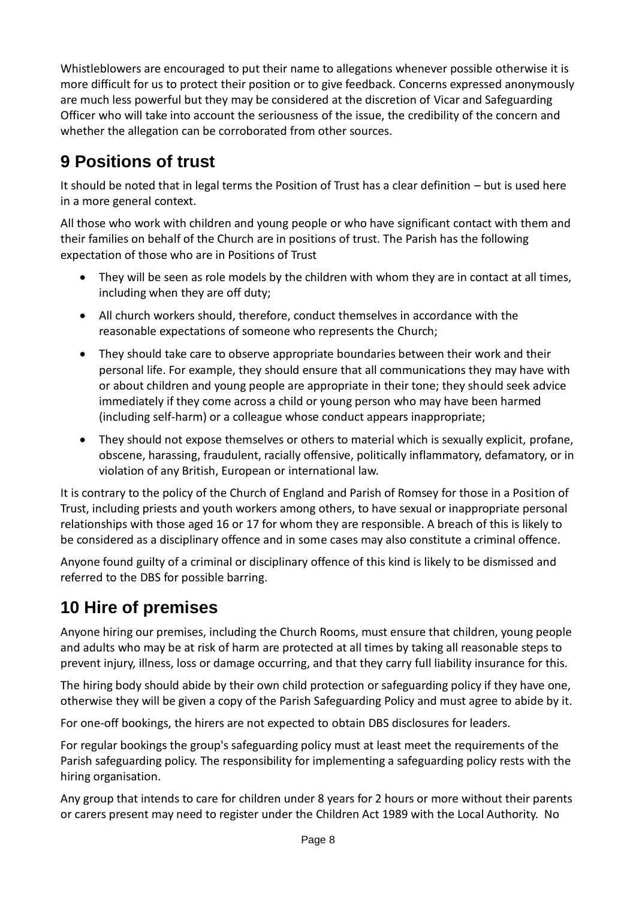Whistleblowers are encouraged to put their name to allegations whenever possible otherwise it is more difficult for us to protect their position or to give feedback. Concerns expressed anonymously are much less powerful but they may be considered at the discretion of Vicar and Safeguarding Officer who will take into account the seriousness of the issue, the credibility of the concern and whether the allegation can be corroborated from other sources.

# 9 Positions of trust

It should be noted that in legal terms the Position of Trust has a clear definition – but is used here in a more general context.

All those who work with children and young people or who have significant contact with them and their families on behalf of the Church are in positions of trust. The Parish has the following expectation of those who are in Positions of Trust

- They will be seen as role models by the children with whom they are in contact at all times, including when they are off duty;
- All church workers should, therefore, conduct themselves in accordance with the reasonable expectations of someone who represents the Church;
- They should take care to observe appropriate boundaries between their work and their personal life. For example, they should ensure that all communications they may have with or about children and young people are appropriate in their tone; they should seek advice immediately if they come across a child or young person who may have been harmed (including self-harm) or a colleague whose conduct appears inappropriate;
- They should not expose themselves or others to material which is sexually explicit, profane, obscene, harassing, fraudulent, racially offensive, politically inflammatory, defamatory, or in violation of any British, European or international law.

It is contrary to the policy of the Church of England and Parish of Romsey for those in a Position of Trust, including priests and youth workers among others, to have sexual or inappropriate personal relationships with those aged 16 or 17 for whom they are responsible. A breach of this is likely to be considered as a disciplinary offence and in some cases may also constitute a criminal offence.

Anyone found guilty of a criminal or disciplinary offence of this kind is likely to be dismissed and referred to the DBS for possible barring.

# 10 Hire of premises

Anyone hiring our premises, including the Church Rooms, must ensure that children, young people and adults who may be at risk of harm are protected at all times by taking all reasonable steps to prevent injury, illness, loss or damage occurring, and that they carry full liability insurance for this.

The hiring body should abide by their own child protection or safeguarding policy if they have one, otherwise they will be given a copy of the Parish Safeguarding Policy and must agree to abide by it.

For one-off bookings, the hirers are not expected to obtain DBS disclosures for leaders.

For regular bookings the group's safeguarding policy must at least meet the requirements of the Parish safeguarding policy. The responsibility for implementing a safeguarding policy rests with the hiring organisation.

Any group that intends to care for children under 8 years for 2 hours or more without their parents or carers present may need to register under the Children Act 1989 with the Local Authority. No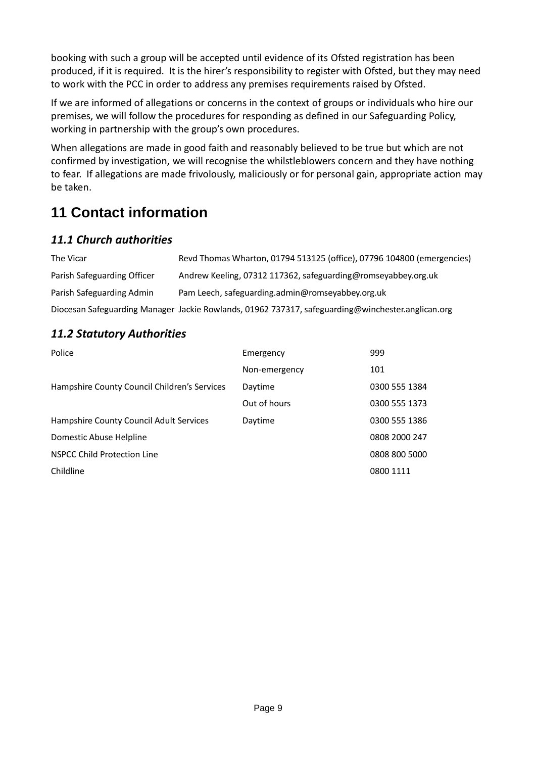booking with such a group will be accepted until evidence of its Ofsted registration has been produced, if it is required. It is the hirer's responsibility to register with Ofsted, but they may need to work with the PCC in order to address any premises requirements raised by Ofsted.

If we are informed of allegations or concerns in the context of groups or individuals who hire our premises, we will follow the procedures for responding as defined in our Safeguarding Policy, working in partnership with the group's own procedures.

When allegations are made in good faith and reasonably believed to be true but which are not confirmed by investigation, we will recognise the whilstleblowers concern and they have nothing to fear. If allegations are made frivolously, maliciously or for personal gain, appropriate action may be taken.

# 11 Contact information

## *11.1 Church authorities*

| | |
|---|---|
| The Vicar | Revd Thomas Wharton, 01794 513125 (office), 07796 104800 (emergencies) |
| Parish Safeguarding Officer | Andrew Keeling, 07312 117362, safeguarding@romseyabbey.org.uk |
| Parish Safeguarding Admin | Pam Leech, safeguarding.admin@romseyabbey.org.uk |
| Diocesan Safeguarding Manager | Jackie Rowlands, 01962 737317, safeguarding@winchester.anglican.org |

## *11.2 Statutory Authorities*

| | | |
|---|---|---|
| Police | Emergency | 999 |
| | Non-emergency | 101 |
| Hampshire County Council Children's Services | Daytime | 0300 555 1384 |
| | Out of hours | 0300 555 1373 |
| Hampshire County Council Adult Services | Daytime | 0300 555 1386 |
| Domestic Abuse Helpline | | 0808 2000 247 |
| NSPCC Child Protection Line | | 0808 800 5000 |
| Childline | | 0800 1111 |